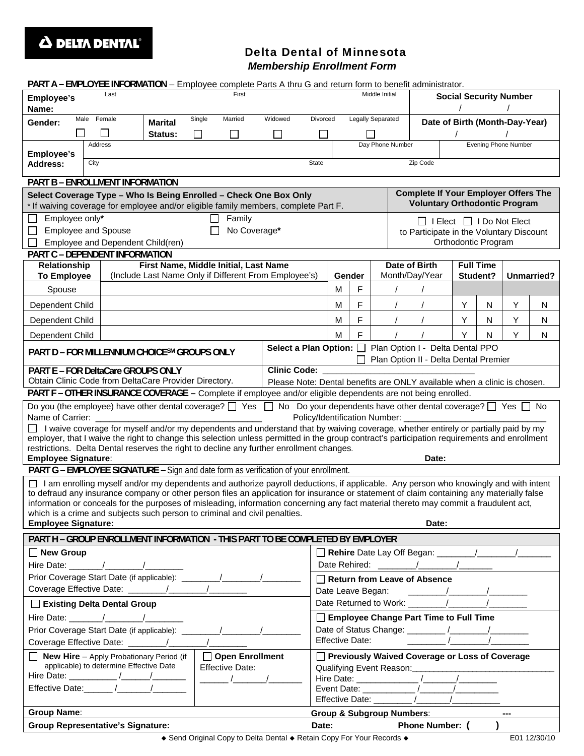DELTA DENTAL®

# Delta Dental of Minnesota

## *Membership Enrollment Form*

**PART A – EMPLOYEE INFORMATION** – Employee complete Parts A thru G and return form to benefit administrator.

| | | | | |
|---|---|---|---|---|
| **Employee's Name:** | Last | First | Middle Initial | **Social Security Number** / / |
| **Gender:** | Male ☐ Female ☐ | **Marital Status:** Single ☐ Married ☐ Widowed ☐ Divorced ☐ Legally Separated ☐ | | **Date of Birth (Month-Day-Year)** / / |
| **Employee's Address:** | Address | | Day Phone Number | Evening Phone Number |
| | City | State | Zip Code | |

**PART B – ENROLLMENT INFORMATION**

**Select Coverage Type – Who Is Being Enrolled – Check One Box Only**
\* If waiving coverage for employee and/or eligible family members, complete Part F.

- ☐ Employee only*
- ☐ Employee and Spouse
- ☐ Employee and Dependent Child(ren)
- ☐ Family
- ☐ No Coverage*

**Complete If Your Employer Offers The Voluntary Orthodontic Program**

☐ I Elect ☐ I Do Not Elect to Participate in the Voluntary Discount Orthodontic Program

**PART C – DEPENDENT INFORMATION**

| Relationship To Employee | First Name, Middle Initial, Last Name (Include Last Name Only if Different From Employee's) | Gender | | Date of Birth Month/Day/Year | Full Time Student? | | Unmarried? | |
|---|---|---|---|---|---|---|---|---|
| Spouse | | M | F | / / | | | | |
| Dependent Child | | M | F | / / | Y | N | Y | N |
| Dependent Child | | M | F | / / | Y | N | Y | N |
| Dependent Child | | M | F | / / | Y | N | Y | N |

**PART D – FOR MILLENNIUM CHOICE℠ GROUPS ONLY**

**Select a Plan Option:** ☐ Plan Option I - Delta Dental PPO ☐ Plan Option II - Delta Dental Premier

**PART E – FOR DeltaCare GROUPS ONLY**
Obtain Clinic Code from DeltaCare Provider Directory.

**Clinic Code:** ______________________________
Please Note: Dental benefits are ONLY available when a clinic is chosen.

**PART F – OTHER INSURANCE COVERAGE –** Complete if employee and/or eligible dependents are not being enrolled.

Do you (the employee) have other dental coverage? ☐ Yes ☐ No Do your dependents have other dental coverage? ☐ Yes ☐ No

Name of Carrier: __________________________________ Policy/Identification Number: ______________________________

☐ I waive coverage for myself and/or my dependents and understand that by waiving coverage, whether entirely or partially paid by my employer, that I waive the right to change this selection unless permitted in the group contract's participation requirements and enrollment restrictions. Delta Dental reserves the right to decline any further enrollment changes.

**Employee Signature**: **Date:**

**PART G – EMPLOYEE SIGNATURE –** Sign and date form as verification of your enrollment.

☐ I am enrolling myself and/or my dependents and authorize payroll deductions, if applicable. Any person who knowingly and with intent to defraud any insurance company or other person files an application for insurance or statement of claim containing any materially false information or conceals for the purposes of misleading, information concerning any fact material thereto may commit a fraudulent act, which is a crime and subjects such person to criminal and civil penalties.

**Employee Signature:** **Date:**

**PART H – GROUP ENROLLMENT INFORMATION - THIS PART TO BE COMPLETED BY EMPLOYER**

☐ **New Group**
Hire Date: _______/________/________
Prior Coverage Start Date (if applicable): ________/________/________
Coverage Effective Date: ________/________/________

☐ **Existing Delta Dental Group**
Hire Date: _______/________/________
Prior Coverage Start Date (if applicable): ________/________/________
Coverage Effective Date: ________/________/________

☐ **New Hire** – Apply Probationary Period (if applicable) to determine Effective Date
Hire Date: __________ /______/_______
Effective Date:______ /_______/_______

☐ **Open Enrollment**
Effective Date:
______ /_______/_______

☐ **Rehire** Date Lay Off Began: ________/________/_______
Date Rehired: ________/________/_______

☐ **Return from Leave of Absence**
Date Leave Began: ________/________/________
Date Returned to Work: ________/________/________

☐ **Employee Change Part Time to Full Time**
Date of Status Change: ________ /________/________
Effective Date: ________ /________/________

☐ **Previously Waived Coverage or Loss of Coverage**
Qualifying Event Reason:______________________________
Hire Date: _____________ /_______/________
Event Date: ___________ /_______/_________
Effective Date: ________ /_______/__________

**Group Name**:

**Group & Subgroup Numbers**: ---

**Group Representative's Signature:**

**Date:** **Phone Number: ( )**

◆ Send Original Copy to Delta Dental ◆ Retain Copy For Your Records ◆

E01 12/30/10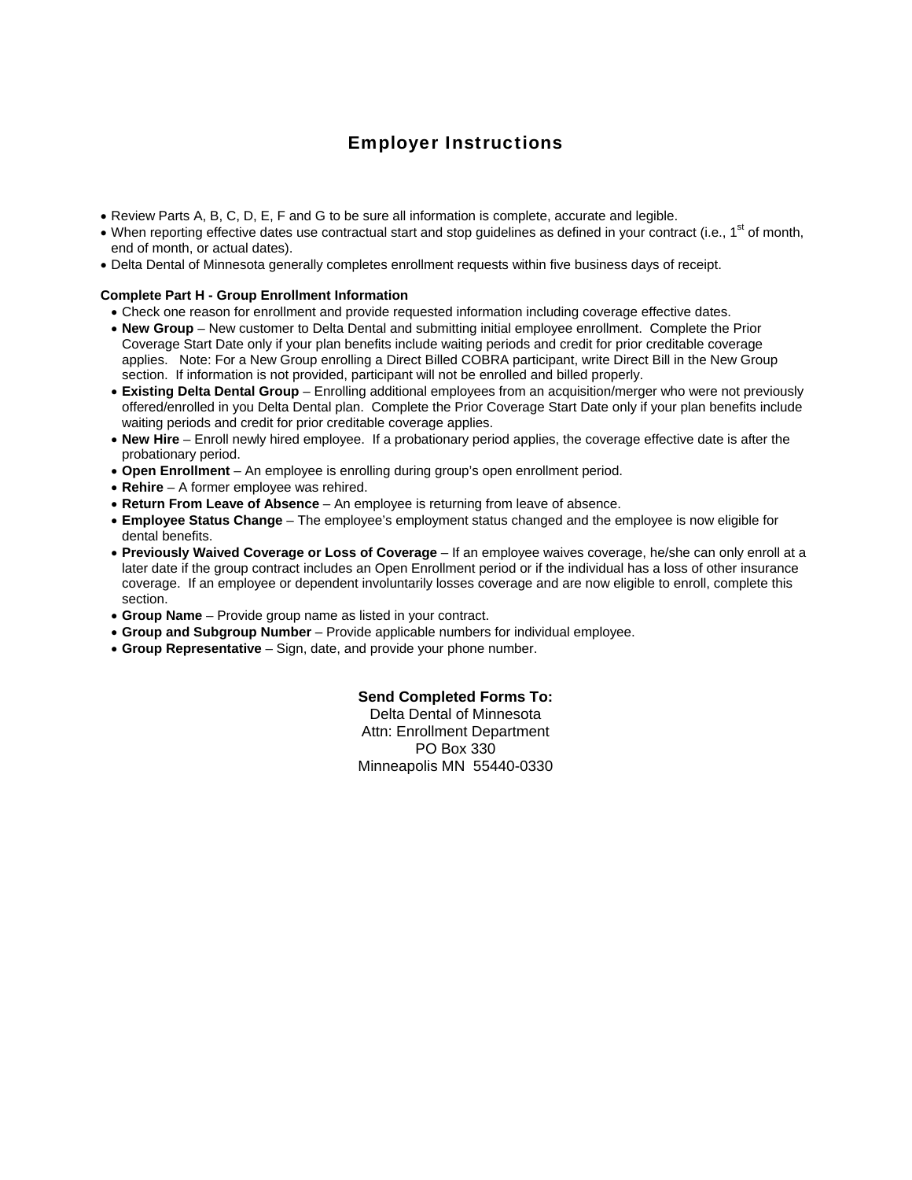# Employer Instructions

- Review Parts A, B, C, D, E, F and G to be sure all information is complete, accurate and legible.
- When reporting effective dates use contractual start and stop guidelines as defined in your contract (i.e., 1st of month, end of month, or actual dates).
- Delta Dental of Minnesota generally completes enrollment requests within five business days of receipt.

**Complete Part H - Group Enrollment Information**

- Check one reason for enrollment and provide requested information including coverage effective dates.
- **New Group** – New customer to Delta Dental and submitting initial employee enrollment. Complete the Prior Coverage Start Date only if your plan benefits include waiting periods and credit for prior creditable coverage applies. Note: For a New Group enrolling a Direct Billed COBRA participant, write Direct Bill in the New Group section. If information is not provided, participant will not be enrolled and billed properly.
- **Existing Delta Dental Group** – Enrolling additional employees from an acquisition/merger who were not previously offered/enrolled in you Delta Dental plan. Complete the Prior Coverage Start Date only if your plan benefits include waiting periods and credit for prior creditable coverage applies.
- **New Hire** – Enroll newly hired employee. If a probationary period applies, the coverage effective date is after the probationary period.
- **Open Enrollment** – An employee is enrolling during group's open enrollment period.
- **Rehire** – A former employee was rehired.
- **Return From Leave of Absence** – An employee is returning from leave of absence.
- **Employee Status Change** – The employee's employment status changed and the employee is now eligible for dental benefits.
- **Previously Waived Coverage or Loss of Coverage** – If an employee waives coverage, he/she can only enroll at a later date if the group contract includes an Open Enrollment period or if the individual has a loss of other insurance coverage. If an employee or dependent involuntarily losses coverage and are now eligible to enroll, complete this section.
- **Group Name** – Provide group name as listed in your contract.
- **Group and Subgroup Number** – Provide applicable numbers for individual employee.
- **Group Representative** – Sign, date, and provide your phone number.

**Send Completed Forms To:**
Delta Dental of Minnesota
Attn: Enrollment Department
PO Box 330
Minneapolis MN 55440-0330